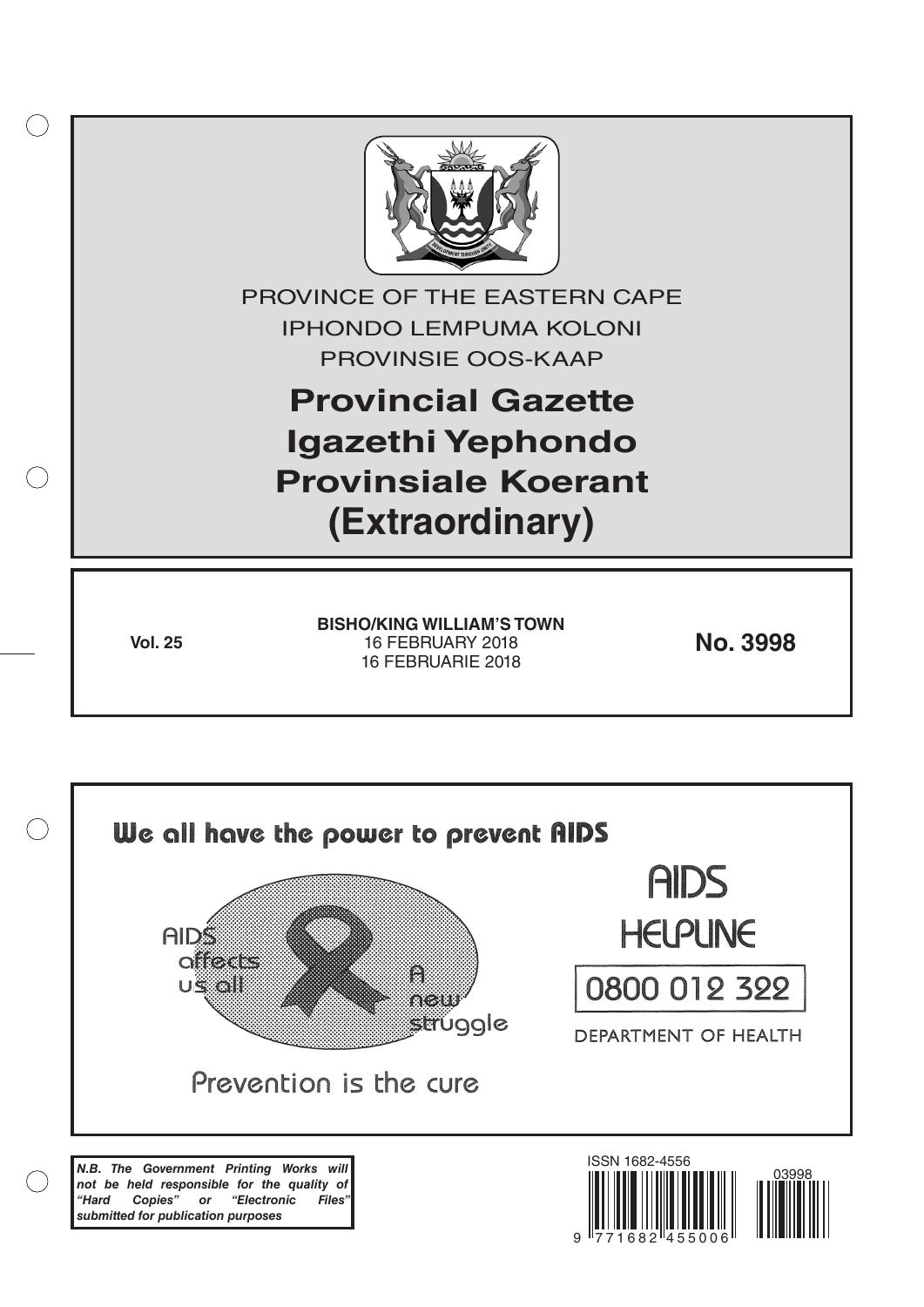PROVINCE OF THE EASTERN CAPE

IPHONDO LEMPUMA KOLONI

PROVINSIE OOS-KAAP

# Provincial Gazette
# Igazethi Yephondo
# Provinsiale Koerant
# (Extraordinary)

**Vol. 25**

**BISHO/KING WILLIAM'S TOWN**
16 FEBRUARY 2018
16 FEBRUARIE 2018

**No. 3998**

We all have the power to prevent AIDS

AIDS affects us all

A new struggle

Prevention is the cure

AIDS HELPLINE

0800 012 322

DEPARTMENT OF HEALTH

***N.B. The Government Printing Works will not be held responsible for the quality of "Hard Copies" or "Electronic Files" submitted for publication purposes***

ISSN 1682-4556

9 771682 455006

03998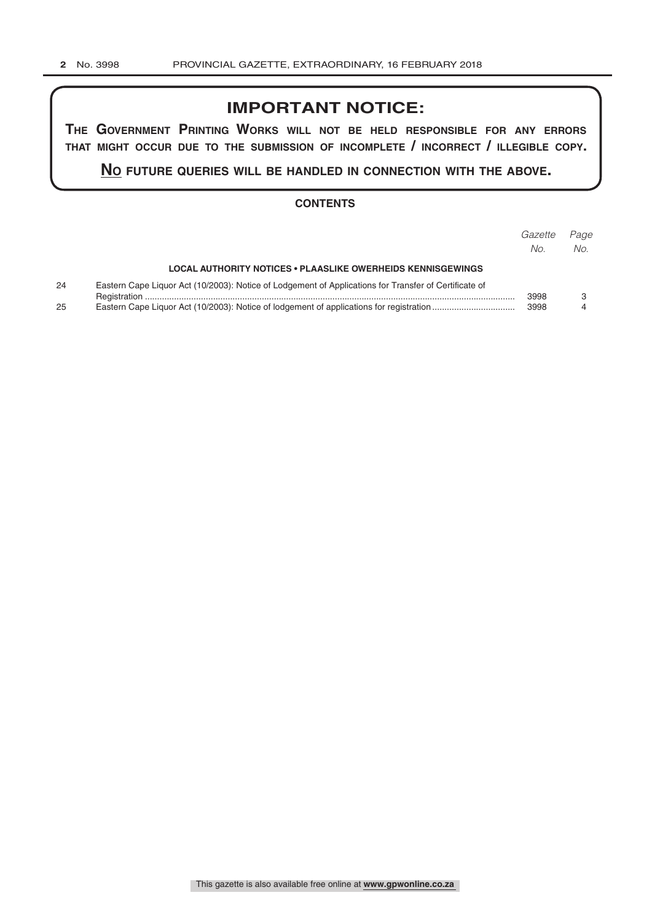## IMPORTANT NOTICE:

**THE GOVERNMENT PRINTING WORKS WILL NOT BE HELD RESPONSIBLE FOR ANY ERRORS THAT MIGHT OCCUR DUE TO THE SUBMISSION OF INCOMPLETE / INCORRECT / ILLEGIBLE COPY.**

**NO FUTURE QUERIES WILL BE HANDLED IN CONNECTION WITH THE ABOVE.**

### CONTENTS

| | | *Gazette No.* | *Page No.* |
|---|---|---|---|
| | **LOCAL AUTHORITY NOTICES • PLAASLIKE OWERHEIDS KENNISGEWINGS** | | |
| 24 | Eastern Cape Liquor Act (10/2003): Notice of Lodgement of Applications for Transfer of Certificate of Registration | 3998 | 3 |
| 25 | Eastern Cape Liquor Act (10/2003): Notice of lodgement of applications for registration | 3998 | 4 |

This gazette is also available free online at **www.gpwonline.co.za**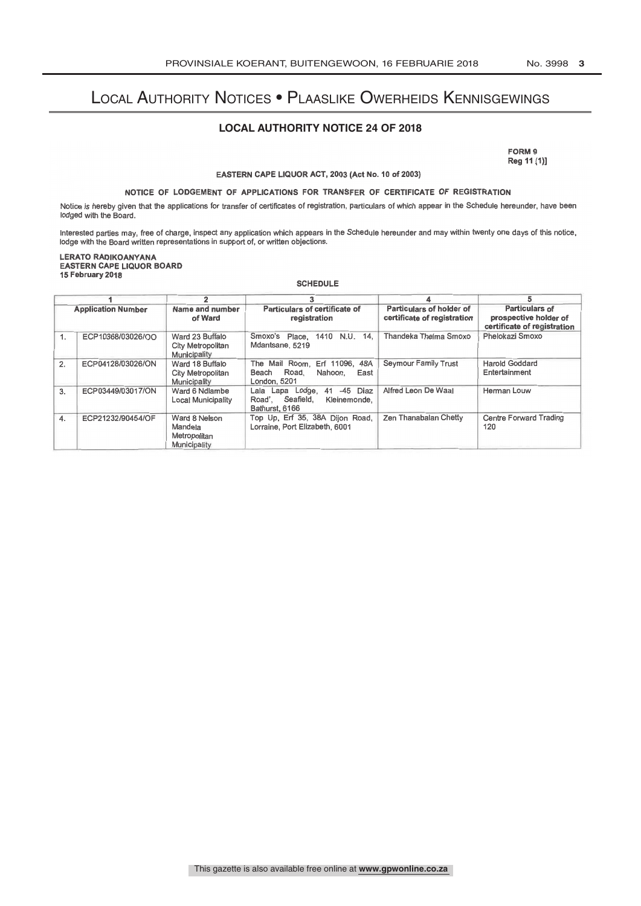# Local Authority Notices • Plaaslike Owerheids Kennisgewings

## LOCAL AUTHORITY NOTICE 24 OF 2018

FORM 9
Reg 11 (1)]

EASTERN CAPE LIQUOR ACT, 2003 (Act No. 10 of 2003)

NOTICE OF LODGEMENT OF APPLICATIONS FOR TRANSFER OF CERTIFICATE OF REGISTRATION

Notice is hereby given that the applications for transfer of certificates of registration, particulars of which appear in the Schedule hereunder, have been lodged with the Board.

Interested parties may, free of charge, inspect any application which appears in the Schedule hereunder and may within twenty one days of this notice, lodge with the Board written representations in support of, or written objections.

LERATO RADIKOANYANA
EASTERN CAPE LIQUOR BOARD
15 February 2018

SCHEDULE

| 1 | | 2 | 3 | 4 | 5 |
|---|---|---|---|---|---|
| Application Number | | Name and number of Ward | Particulars of certificate of registration | Particulars of holder of certificate of registration | Particulars of prospective holder of certificate of registration |
| 1. | ECP10368/03026/OO | Ward 23 Buffalo City Metropolitan Municipality | Smoxo's Place, 1410 N.U. 14, Mdantsane, 5219 | Thandeka Thelma Smoxo | Phelokazi Smoxo |
| 2. | ECP04128/03026/ON | Ward 18 Buffalo City Metropolitan Municipality | The Mail Room, Erf 11096, 48A Beach Road, Nahoon, East London, 5201 | Seymour Family Trust | Harold Goddard Entertainment |
| 3. | ECP03449/03017/ON | Ward 6 Ndlambe Local Municipality | Lala Lapa Lodge, 41 -45 Diaz Road', Seafield, Kleinemonde, Bathurst, 6166 | Alfred Leon De Waal | Herman Louw |
| 4. | ECP21232/90454/OF | Ward 8 Nelson Mandela Metropolitan Municipality | Top Up, Erf 35, 38A Dijon Road, Lorraine, Port Elizabeth, 6001 | Zen Thanabalan Chetty | Centre Forward Trading 120 |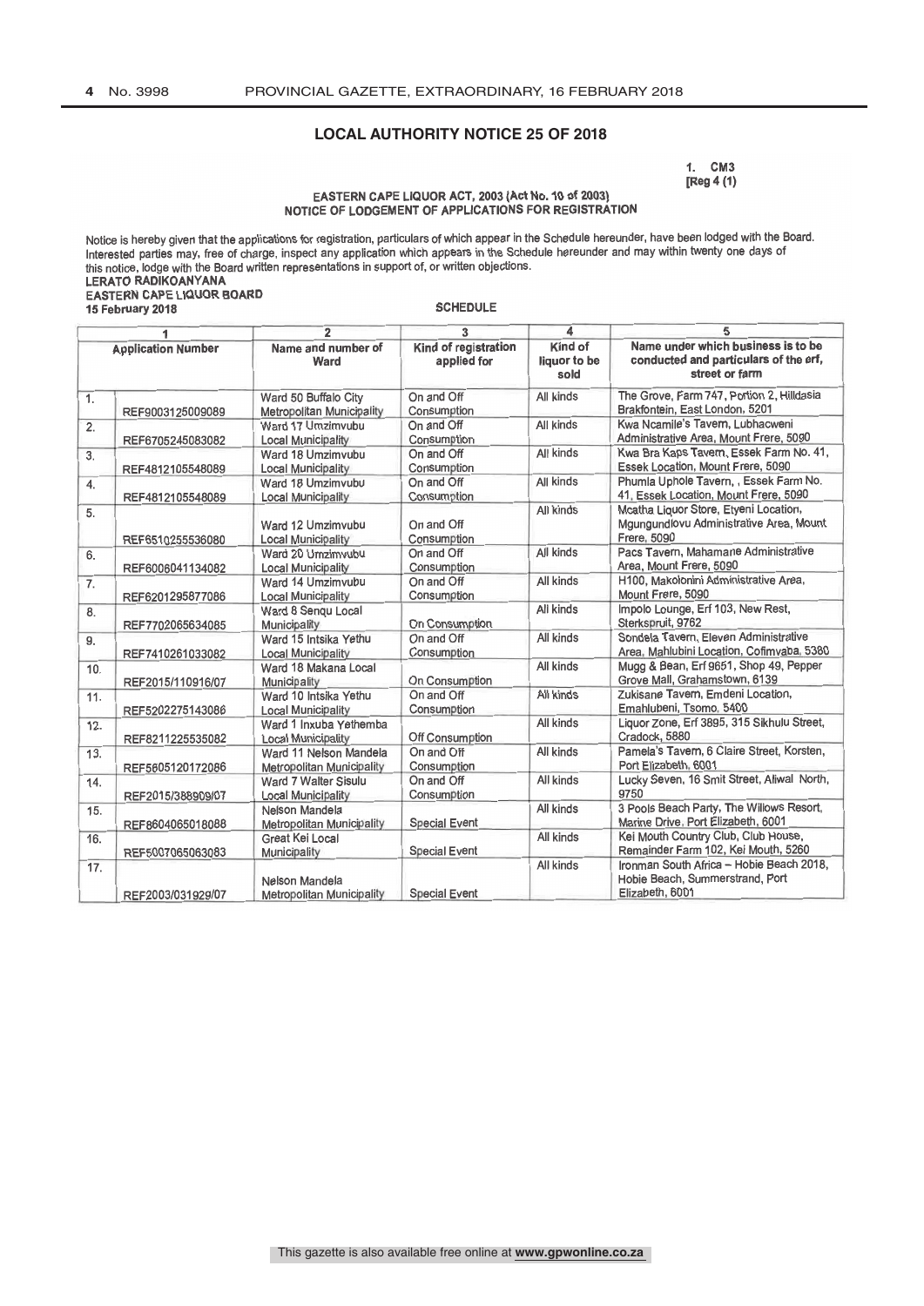## LOCAL AUTHORITY NOTICE 25 OF 2018

1. CM3
[Reg 4 (1)

EASTERN CAPE LIQUOR ACT, 2003 (Act No. 10 of 2003)
NOTICE OF LODGEMENT OF APPLICATIONS FOR REGISTRATION

Notice is hereby given that the applications for registration, particulars of which appear in the Schedule hereunder, have been lodged with the Board. Interested parties may, free of charge, inspect any application which appears in the Schedule hereunder and may within twenty one days of this notice, lodge with the Board written representations in support of, or written objections.

**LERATO RADIKOANYANA**
**EASTERN CAPE LIQUOR BOARD**
**15 February 2018**

SCHEDULE

| 1 | | 2 | 3 | 4 | 5 |
|---|---|---|---|---|---|
| Application Number | | Name and number of Ward | Kind of registration applied for | Kind of liquor to be sold | Name under which business is to be conducted and particulars of the erf, street or farm |
| 1. | REF9003125009089 | Ward 50 Buffalo City Metropolitan Municipality | On and Off Consumption | All kinds | The Grove, Farm 747, Portion 2, Hilldasia Brakfontein, East London, 5201 |
| 2. | REF6705245083082 | Ward 17 Umzimvubu Local Municipality | On and Off Consumption | All kinds | Kwa Ncamile's Tavern, Lubhacweni Administrative Area, Mount Frere, 5090 |
| 3. | REF4812105548089 | Ward 18 Umzimvubu Local Municipality | On and Off Consumption | All kinds | Kwa Bra Kaps Tavern, Essek Farm No. 41, Essek Location, Mount Frere, 5090 |
| 4. | REF4812105548089 | Ward 18 Umzimvubu Local Municipality | On and Off Consumption | All kinds | Phumla Uphole Tavern, , Essek Farm No. 41, Essek Location, Mount Frere, 5090 |
| 5. | REF6510255536080 | Ward 12 Umzimvubu Local Municipality | On and Off Consumption | All kinds | Mcatha Liquor Store, Etyeni Location, Mgungundlovu Administrative Area, Mount Frere, 5090 |
| 6. | REF6006041134082 | Ward 20 Umzimvubu Local Municipality | On and Off Consumption | All kinds | Pacs Tavern, Mahamane Administrative Area, Mount Frere, 5090 |
| 7. | REF6201295877086 | Ward 14 Umzimvubu Local Municipality | On and Off Consumption | All kinds | H100, Makolonini Administrative Area, Mount Frere, 5090 |
| 8. | REF7702065634085 | Ward 8 Senqu Local Municipality | On Consumption | All kinds | Impolo Lounge, Erf 103, New Rest, Sterkspruit, 9762 |
| 9. | REF7410261033082 | Ward 15 Intsika Yethu Local Municipality | On and Off Consumption | All kinds | Sondela Tavern, Eleven Administrative Area, Mahlubini Location, Cofimvaba, 5380 |
| 10. | REF2015/110916/07 | Ward 18 Makana Local Municipality | On Consumption | All kinds | Mugg & Bean, Erf 9651, Shop 49, Pepper Grove Mall, Grahamstown, 6139 |
| 11. | REF5202275143086 | Ward 10 Intsika Yethu Local Municipality | On and Off Consumption | All kinds | Zukisane Tavern, Emdeni Location, Emahlubeni, Tsomo, 5400 |
| 12. | REF8211225535082 | Ward 1 Inxuba Yethemba Local Municipality | Off Consumption | All kinds | Liquor Zone, Erf 3895, 315 Sikhulu Street, Cradock, 5880 |
| 13. | REF5605120172086 | Ward 11 Nelson Mandela Metropolitan Municipality | On and Off Consumption | All kinds | Pamela's Tavern, 6 Claire Street, Korsten, Port Elizabeth, 6001 |
| 14. | REF2015/388909/07 | Ward 7 Walter Sisulu Local Municipality | On and Off Consumption | All kinds | Lucky Seven, 16 Smit Street, Aliwal North, 9750 |
| 15. | REF8604065018088 | Nelson Mandela Metropolitan Municipality | Special Event | All kinds | 3 Pools Beach Party, The Willows Resort, Marine Drive, Port Elizabeth, 6001 |
| 16. | REF5007065063083 | Great Kei Local Municipality | Special Event | All kinds | Kei Mouth Country Club, Club House, Remainder Farm 102, Kei Mouth, 5260 |
| 17. | REF2003/031929/07 | Nelson Mandela Metropolitan Municipality | Special Event | All kinds | Ironman South Africa – Hobie Beach 2018, Hobie Beach, Summerstrand, Port Elizabeth, 6001 |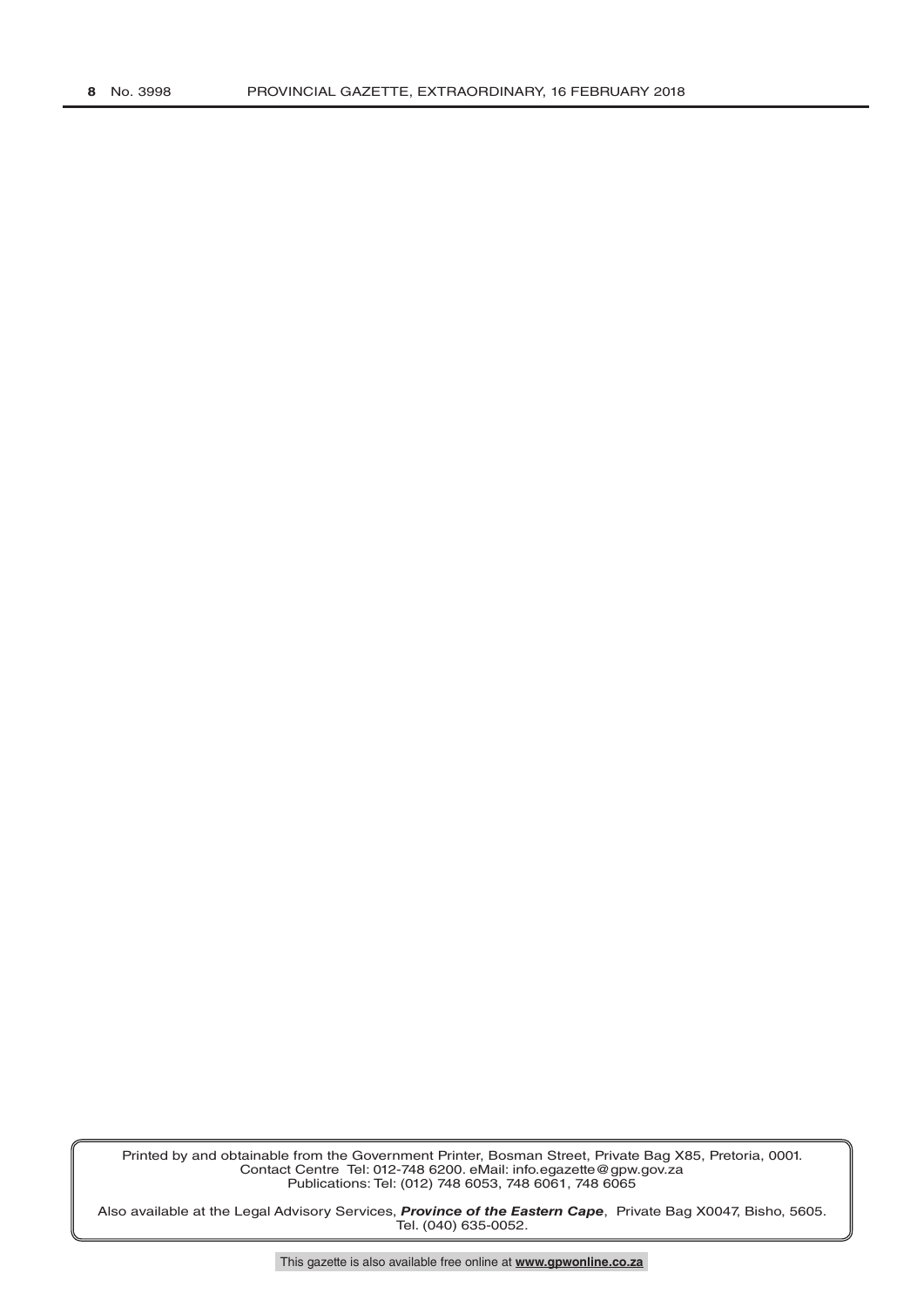Printed by and obtainable from the Government Printer, Bosman Street, Private Bag X85, Pretoria, 0001.
Contact Centre Tel: 012-748 6200. eMail: info.egazette@gpw.gov.za
Publications: Tel: (012) 748 6053, 748 6061, 748 6065

Also available at the Legal Advisory Services, ***Province of the Eastern Cape***, Private Bag X0047, Bisho, 5605.
Tel. (040) 635-0052.

This gazette is also available free online at **www.gpwonline.co.za**